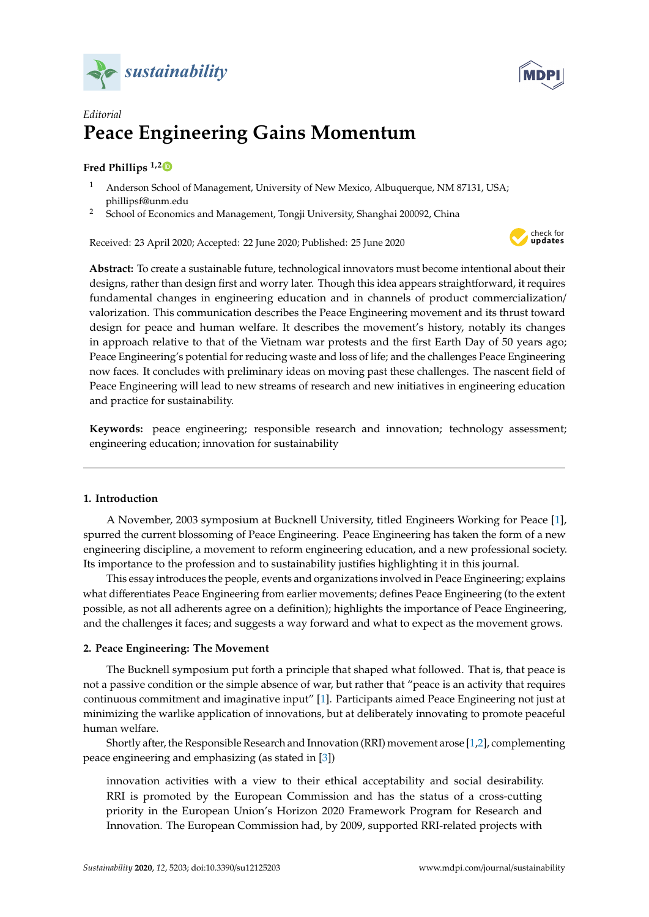*Editorial*

# Peace Engineering Gains Momentum

**Fred Phillips** [1,2]

[1] Anderson School of Management, University of New Mexico, Albuquerque, NM 87131, USA; phillipsf@unm.edu
[2] School of Economics and Management, Tongji University, Shanghai 200092, China

Received: 23 April 2020; Accepted: 22 June 2020; Published: 25 June 2020

**Abstract:** To create a sustainable future, technological innovators must become intentional about their designs, rather than design first and worry later. Though this idea appears straightforward, it requires fundamental changes in engineering education and in channels of product commercialization/valorization. This communication describes the Peace Engineering movement and its thrust toward design for peace and human welfare. It describes the movement's history, notably its changes in approach relative to that of the Vietnam war protests and the first Earth Day of 50 years ago; Peace Engineering's potential for reducing waste and loss of life; and the challenges Peace Engineering now faces. It concludes with preliminary ideas on moving past these challenges. The nascent field of Peace Engineering will lead to new streams of research and new initiatives in engineering education and practice for sustainability.

**Keywords:** peace engineering; responsible research and innovation; technology assessment; engineering education; innovation for sustainability

## 1. Introduction

A November, 2003 symposium at Bucknell University, titled Engineers Working for Peace [1], spurred the current blossoming of Peace Engineering. Peace Engineering has taken the form of a new engineering discipline, a movement to reform engineering education, and a new professional society. Its importance to the profession and to sustainability justifies highlighting it in this journal.

This essay introduces the people, events and organizations involved in Peace Engineering; explains what differentiates Peace Engineering from earlier movements; defines Peace Engineering (to the extent possible, as not all adherents agree on a definition); highlights the importance of Peace Engineering, and the challenges it faces; and suggests a way forward and what to expect as the movement grows.

## 2. Peace Engineering: The Movement

The Bucknell symposium put forth a principle that shaped what followed. That is, that peace is not a passive condition or the simple absence of war, but rather that "peace is an activity that requires continuous commitment and imaginative input" [1]. Participants aimed Peace Engineering not just at minimizing the warlike application of innovations, but at deliberately innovating to promote peaceful human welfare.

Shortly after, the Responsible Research and Innovation (RRI) movement arose [1,2], complementing peace engineering and emphasizing (as stated in [3])

> innovation activities with a view to their ethical acceptability and social desirability. RRI is promoted by the European Commission and has the status of a cross-cutting priority in the European Union's Horizon 2020 Framework Program for Research and Innovation. The European Commission had, by 2009, supported RRI-related projects with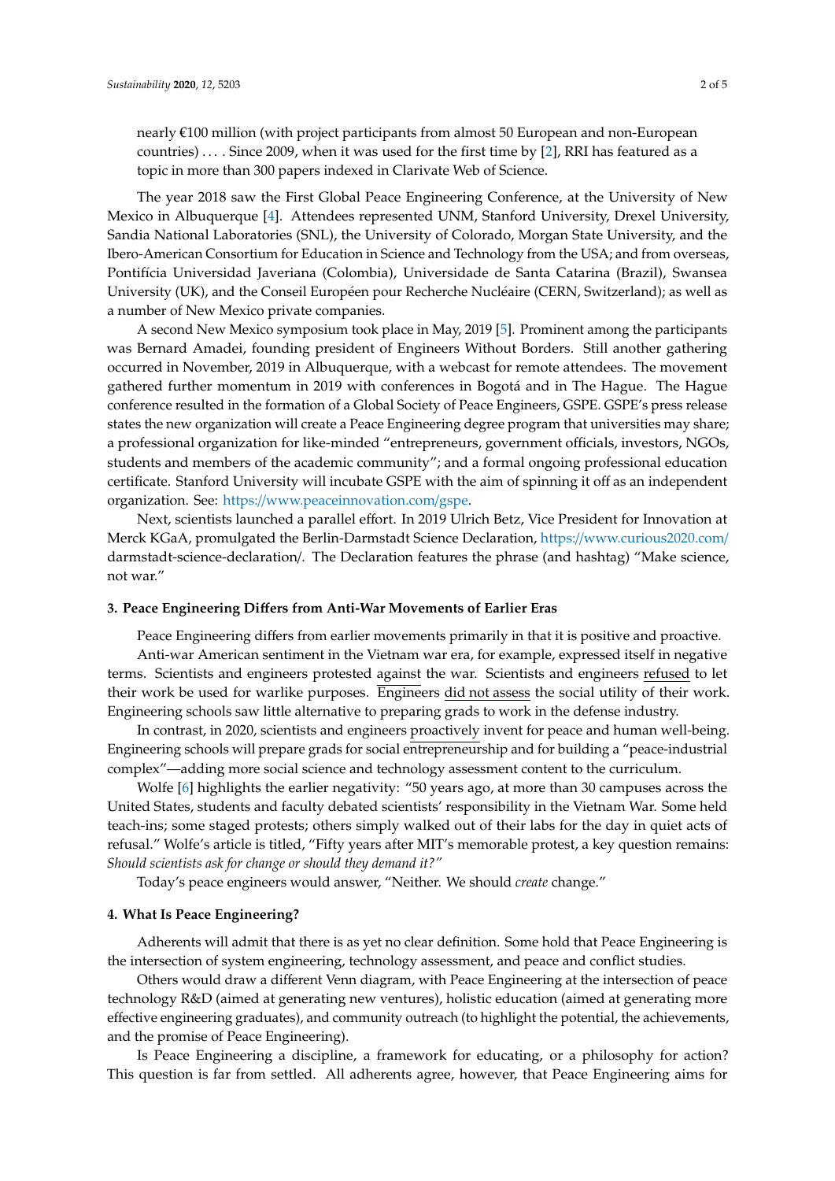nearly €100 million (with project participants from almost 50 European and non-European countries) . . . . Since 2009, when it was used for the first time by [2], RRI has featured as a topic in more than 300 papers indexed in Clarivate Web of Science.

The year 2018 saw the First Global Peace Engineering Conference, at the University of New Mexico in Albuquerque [4]. Attendees represented UNM, Stanford University, Drexel University, Sandia National Laboratories (SNL), the University of Colorado, Morgan State University, and the Ibero-American Consortium for Education in Science and Technology from the USA; and from overseas, Pontifícia Universidad Javeriana (Colombia), Universidade de Santa Catarina (Brazil), Swansea University (UK), and the Conseil Européen pour Recherche Nucléaire (CERN, Switzerland); as well as a number of New Mexico private companies.

A second New Mexico symposium took place in May, 2019 [5]. Prominent among the participants was Bernard Amadei, founding president of Engineers Without Borders. Still another gathering occurred in November, 2019 in Albuquerque, with a webcast for remote attendees. The movement gathered further momentum in 2019 with conferences in Bogotá and in The Hague. The Hague conference resulted in the formation of a Global Society of Peace Engineers, GSPE. GSPE's press release states the new organization will create a Peace Engineering degree program that universities may share; a professional organization for like-minded "entrepreneurs, government officials, investors, NGOs, students and members of the academic community"; and a formal ongoing professional education certificate. Stanford University will incubate GSPE with the aim of spinning it off as an independent organization. See: https://www.peaceinnovation.com/gspe.

Next, scientists launched a parallel effort. In 2019 Ulrich Betz, Vice President for Innovation at Merck KGaA, promulgated the Berlin-Darmstadt Science Declaration, https://www.curious2020.com/darmstadt-science-declaration/. The Declaration features the phrase (and hashtag) "Make science, not war."

### 3. Peace Engineering Differs from Anti-War Movements of Earlier Eras

Peace Engineering differs from earlier movements primarily in that it is positive and proactive.

Anti-war American sentiment in the Vietnam war era, for example, expressed itself in negative terms. Scientists and engineers protested against the war. Scientists and engineers refused to let their work be used for warlike purposes. Engineers did not assess the social utility of their work. Engineering schools saw little alternative to preparing grads to work in the defense industry.

In contrast, in 2020, scientists and engineers proactively invent for peace and human well-being. Engineering schools will prepare grads for social entrepreneurship and for building a "peace-industrial complex"—adding more social science and technology assessment content to the curriculum.

Wolfe [6] highlights the earlier negativity: "50 years ago, at more than 30 campuses across the United States, students and faculty debated scientists' responsibility in the Vietnam War. Some held teach-ins; some staged protests; others simply walked out of their labs for the day in quiet acts of refusal." Wolfe's article is titled, "Fifty years after MIT's memorable protest, a key question remains: *Should scientists ask for change or should they demand it?"*

Today's peace engineers would answer, "Neither. We should *create* change."

### 4. What Is Peace Engineering?

Adherents will admit that there is as yet no clear definition. Some hold that Peace Engineering is the intersection of system engineering, technology assessment, and peace and conflict studies.

Others would draw a different Venn diagram, with Peace Engineering at the intersection of peace technology R&D (aimed at generating new ventures), holistic education (aimed at generating more effective engineering graduates), and community outreach (to highlight the potential, the achievements, and the promise of Peace Engineering).

Is Peace Engineering a discipline, a framework for educating, or a philosophy for action? This question is far from settled. All adherents agree, however, that Peace Engineering aims for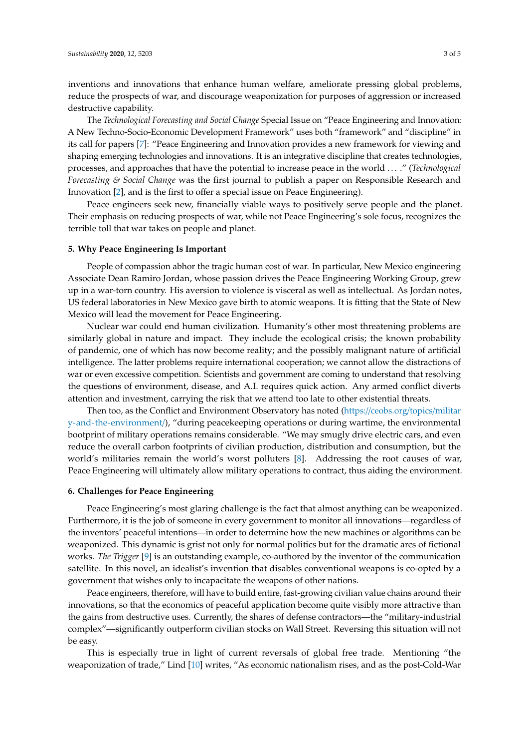inventions and innovations that enhance human welfare, ameliorate pressing global problems, reduce the prospects of war, and discourage weaponization for purposes of aggression or increased destructive capability.

The *Technological Forecasting and Social Change* Special Issue on "Peace Engineering and Innovation: A New Techno-Socio-Economic Development Framework" uses both "framework" and "discipline" in its call for papers [7]: "Peace Engineering and Innovation provides a new framework for viewing and shaping emerging technologies and innovations. It is an integrative discipline that creates technologies, processes, and approaches that have the potential to increase peace in the world . . . ." (*Technological Forecasting & Social Change* was the first journal to publish a paper on Responsible Research and Innovation [2], and is the first to offer a special issue on Peace Engineering).

Peace engineers seek new, financially viable ways to positively serve people and the planet. Their emphasis on reducing prospects of war, while not Peace Engineering's sole focus, recognizes the terrible toll that war takes on people and planet.

### 5. Why Peace Engineering Is Important

People of compassion abhor the tragic human cost of war. In particular, New Mexico engineering Associate Dean Ramiro Jordan, whose passion drives the Peace Engineering Working Group, grew up in a war-torn country. His aversion to violence is visceral as well as intellectual. As Jordan notes, US federal laboratories in New Mexico gave birth to atomic weapons. It is fitting that the State of New Mexico will lead the movement for Peace Engineering.

Nuclear war could end human civilization. Humanity's other most threatening problems are similarly global in nature and impact. They include the ecological crisis; the known probability of pandemic, one of which has now become reality; and the possibly malignant nature of artificial intelligence. The latter problems require international cooperation; we cannot allow the distractions of war or even excessive competition. Scientists and government are coming to understand that resolving the questions of environment, disease, and A.I. requires quick action. Any armed conflict diverts attention and investment, carrying the risk that we attend too late to other existential threats.

Then too, as the Conflict and Environment Observatory has noted (https://ceobs.org/topics/military-and-the-environment/), "during peacekeeping operations or during wartime, the environmental bootprint of military operations remains considerable. "We may smugly drive electric cars, and even reduce the overall carbon footprints of civilian production, distribution and consumption, but the world's militaries remain the world's worst polluters [8]. Addressing the root causes of war, Peace Engineering will ultimately allow military operations to contract, thus aiding the environment.

### 6. Challenges for Peace Engineering

Peace Engineering's most glaring challenge is the fact that almost anything can be weaponized. Furthermore, it is the job of someone in every government to monitor all innovations—regardless of the inventors' peaceful intentions—in order to determine how the new machines or algorithms can be weaponized. This dynamic is grist not only for normal politics but for the dramatic arcs of fictional works. *The Trigger* [9] is an outstanding example, co-authored by the inventor of the communication satellite. In this novel, an idealist's invention that disables conventional weapons is co-opted by a government that wishes only to incapacitate the weapons of other nations.

Peace engineers, therefore, will have to build entire, fast-growing civilian value chains around their innovations, so that the economics of peaceful application become quite visibly more attractive than the gains from destructive uses. Currently, the shares of defense contractors—the "military-industrial complex"—significantly outperform civilian stocks on Wall Street. Reversing this situation will not be easy.

This is especially true in light of current reversals of global free trade. Mentioning "the weaponization of trade," Lind [10] writes, "As economic nationalism rises, and as the post-Cold-War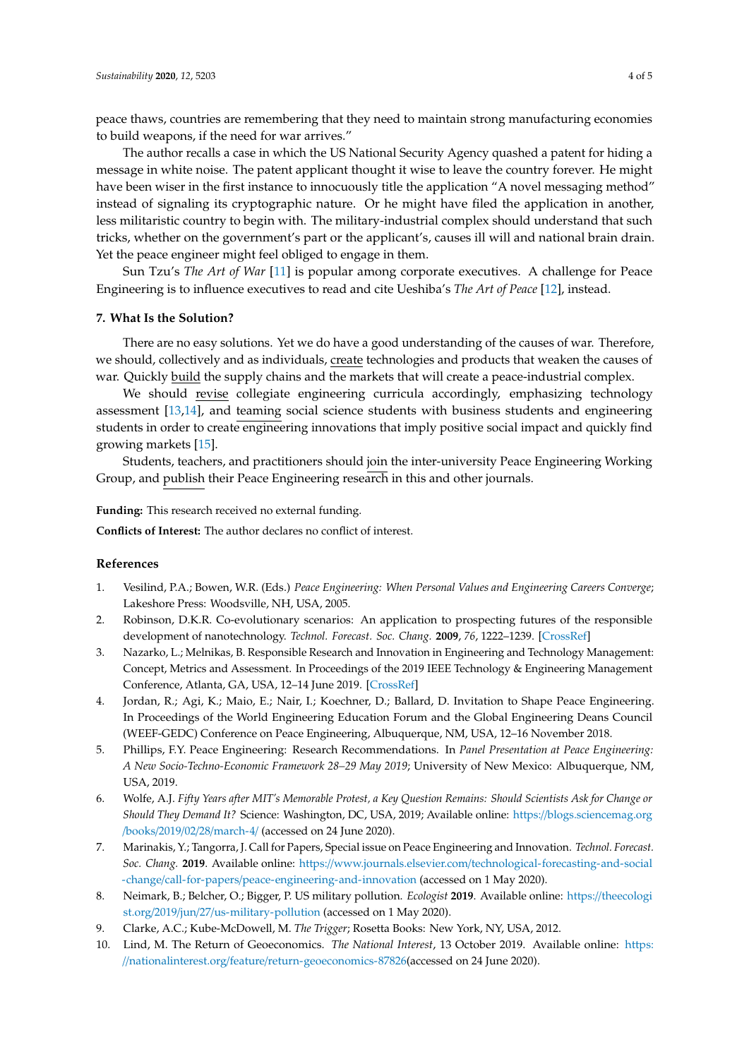peace thaws, countries are remembering that they need to maintain strong manufacturing economies to build weapons, if the need for war arrives."

The author recalls a case in which the US National Security Agency quashed a patent for hiding a message in white noise. The patent applicant thought it wise to leave the country forever. He might have been wiser in the first instance to innocuously title the application "A novel messaging method" instead of signaling its cryptographic nature. Or he might have filed the application in another, less militaristic country to begin with. The military-industrial complex should understand that such tricks, whether on the government's part or the applicant's, causes ill will and national brain drain. Yet the peace engineer might feel obliged to engage in them.

Sun Tzu's *The Art of War* [11] is popular among corporate executives. A challenge for Peace Engineering is to influence executives to read and cite Ueshiba's *The Art of Peace* [12], instead.

## 7. What Is the Solution?

There are no easy solutions. Yet we do have a good understanding of the causes of war. Therefore, we should, collectively and as individuals, <u>create</u> technologies and products that weaken the causes of war. Quickly <u>build</u> the supply chains and the markets that will create a peace-industrial complex.

We should <u>revise</u> collegiate engineering curricula accordingly, emphasizing technology assessment [13,14], and <u>teaming</u> social science students with business students and engineering students in order to create engineering innovations that imply positive social impact and quickly find growing markets [15].

Students, teachers, and practitioners should <u>join</u> the inter-university Peace Engineering Working Group, and <u>publish</u> their Peace Engineering research in this and other journals.

**Funding:** This research received no external funding.

**Conflicts of Interest:** The author declares no conflict of interest.

## References

1. Vesilind, P.A.; Bowen, W.R. (Eds.) *Peace Engineering: When Personal Values and Engineering Careers Converge*; Lakeshore Press: Woodsville, NH, USA, 2005.
2. Robinson, D.K.R. Co-evolutionary scenarios: An application to prospecting futures of the responsible development of nanotechnology. *Technol. Forecast. Soc. Chang.* **2009**, *76*, 1222–1239. [CrossRef]
3. Nazarko, L.; Melnikas, B. Responsible Research and Innovation in Engineering and Technology Management: Concept, Metrics and Assessment. In Proceedings of the 2019 IEEE Technology & Engineering Management Conference, Atlanta, GA, USA, 12–14 June 2019. [CrossRef]
4. Jordan, R.; Agi, K.; Maio, E.; Nair, I.; Koechner, D.; Ballard, D. Invitation to Shape Peace Engineering. In Proceedings of the World Engineering Education Forum and the Global Engineering Deans Council (WEEF-GEDC) Conference on Peace Engineering, Albuquerque, NM, USA, 12–16 November 2018.
5. Phillips, F.Y. Peace Engineering: Research Recommendations. In *Panel Presentation at Peace Engineering: A New Socio-Techno-Economic Framework 28–29 May 2019*; University of New Mexico: Albuquerque, NM, USA, 2019.
6. Wolfe, A.J. *Fifty Years after MIT's Memorable Protest, a Key Question Remains: Should Scientists Ask for Change or Should They Demand It?* Science: Washington, DC, USA, 2019; Available online: https://blogs.sciencemag.org/books/2019/02/28/march-4/ (accessed on 24 June 2020).
7. Marinakis, Y.; Tangorra, J. Call for Papers, Special issue on Peace Engineering and Innovation. *Technol. Forecast. Soc. Chang.* **2019**. Available online: https://www.journals.elsevier.com/technological-forecasting-and-social-change/call-for-papers/peace-engineering-and-innovation (accessed on 1 May 2020).
8. Neimark, B.; Belcher, O.; Bigger, P. US military pollution. *Ecologist* **2019**. Available online: https://theecologist.org/2019/jun/27/us-military-pollution (accessed on 1 May 2020).
9. Clarke, A.C.; Kube-McDowell, M. *The Trigger*; Rosetta Books: New York, NY, USA, 2012.
10. Lind, M. The Return of Geoeconomics. *The National Interest*, 13 October 2019. Available online: https://nationalinterest.org/feature/return-geoeconomics-87826(accessed on 24 June 2020).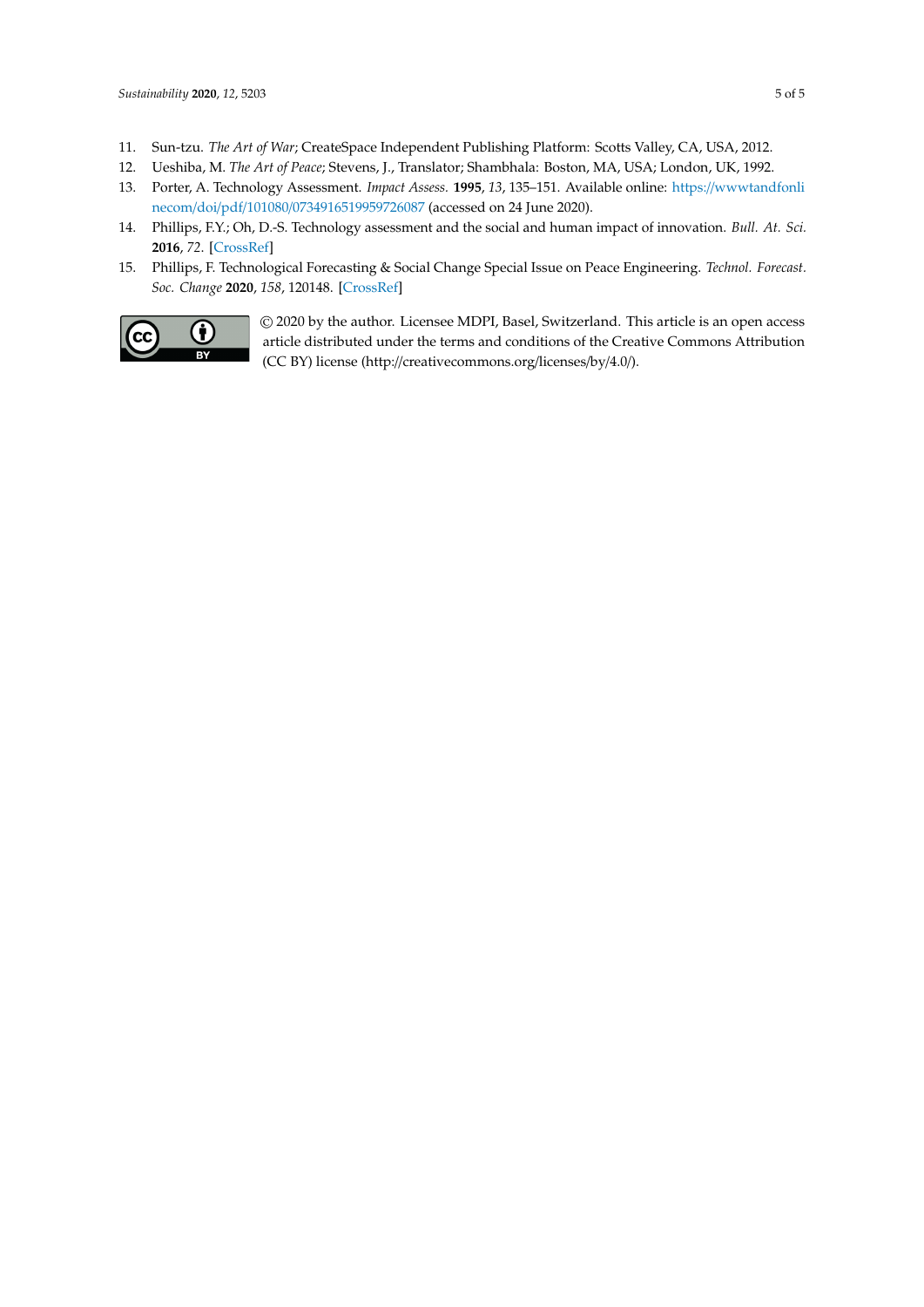11. Sun-tzu. *The Art of War*; CreateSpace Independent Publishing Platform: Scotts Valley, CA, USA, 2012.
12. Ueshiba, M. *The Art of Peace*; Stevens, J., Translator; Shambhala: Boston, MA, USA; London, UK, 1992.
13. Porter, A. Technology Assessment. *Impact Assess.* **1995**, *13*, 135–151. Available online: https://wwwtandfonlinecom/doi/pdf/101080/07349165199597260​87 (accessed on 24 June 2020).
14. Phillips, F.Y.; Oh, D.-S. Technology assessment and the social and human impact of innovation. *Bull. At. Sci.* **2016**, *72*. [CrossRef]
15. Phillips, F. Technological Forecasting & Social Change Special Issue on Peace Engineering. *Technol. Forecast. Soc. Change* **2020**, *158*, 120148. [CrossRef]

© 2020 by the author. Licensee MDPI, Basel, Switzerland. This article is an open access article distributed under the terms and conditions of the Creative Commons Attribution (CC BY) license (http://creativecommons.org/licenses/by/4.0/).